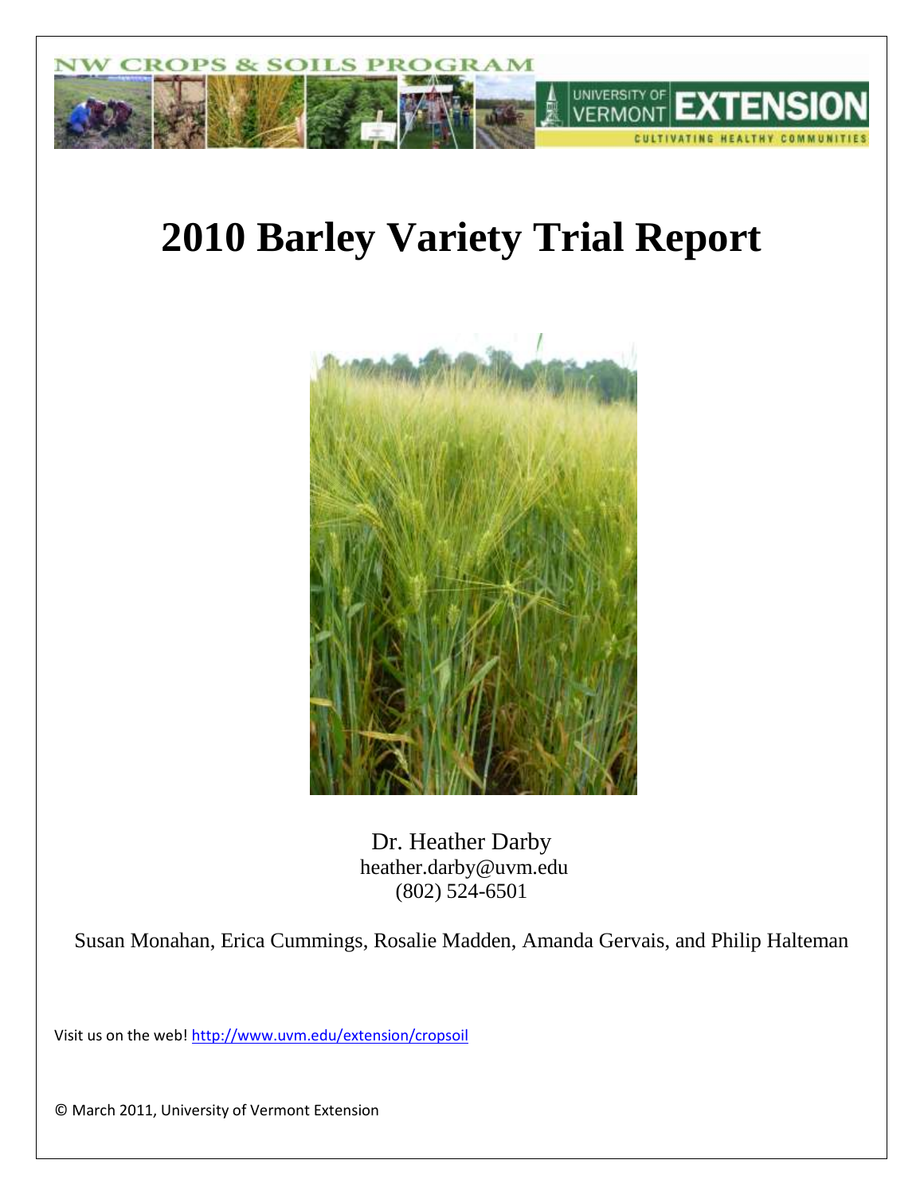NW CROPS & SOILS PROGRAM

UNIVERSITY OF VERMONT EXTENSION

CULTIVATING HEALTHY COMMUNITIES

# 2010 Barley Variety Trial Report

Dr. Heather Darby
heather.darby@uvm.edu
(802) 524-6501

Susan Monahan, Erica Cummings, Rosalie Madden, Amanda Gervais, and Philip Halteman

Visit us on the web! http://www.uvm.edu/extension/cropsoil

© March 2011, University of Vermont Extension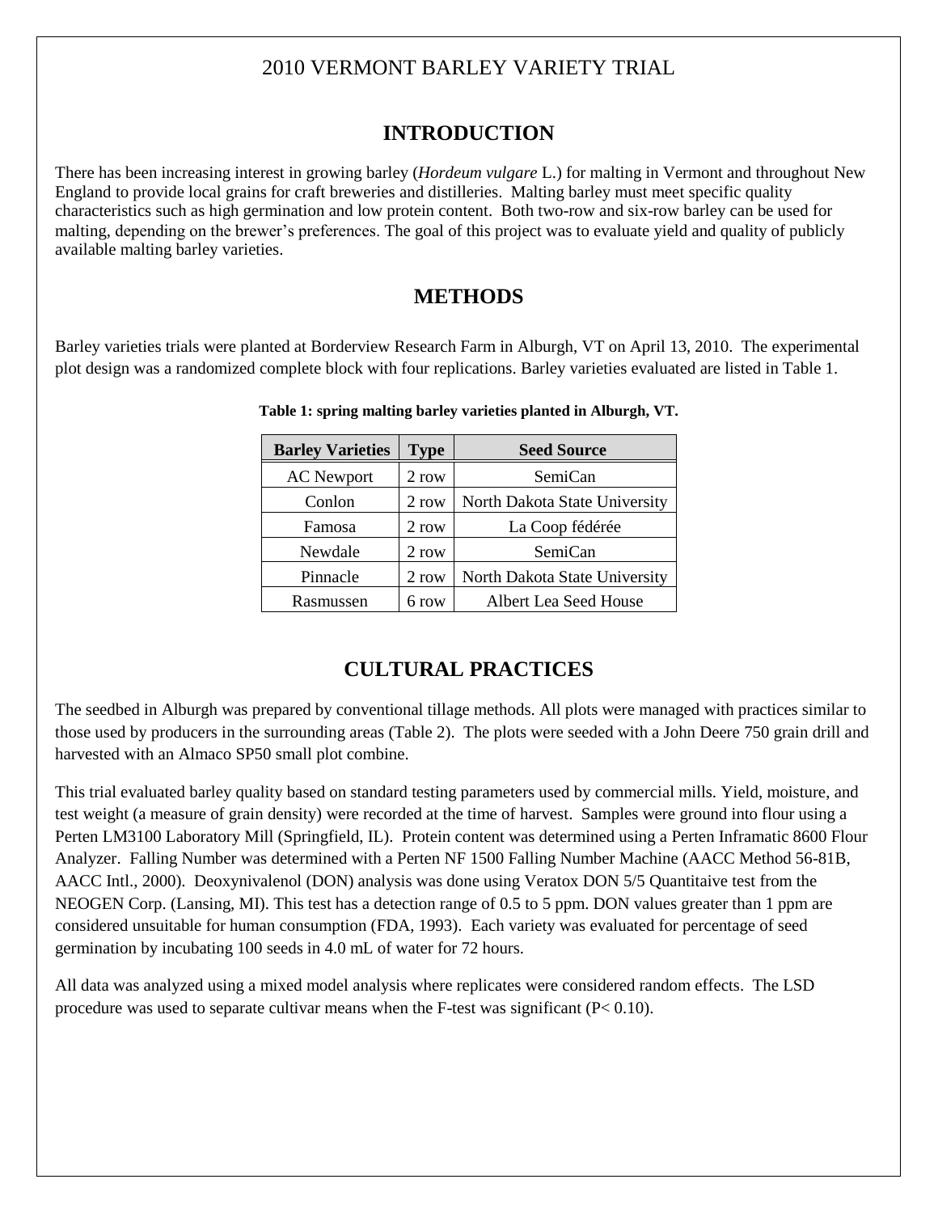# 2010 VERMONT BARLEY VARIETY TRIAL

## INTRODUCTION

There has been increasing interest in growing barley (*Hordeum vulgare* L.) for malting in Vermont and throughout New England to provide local grains for craft breweries and distilleries. Malting barley must meet specific quality characteristics such as high germination and low protein content. Both two-row and six-row barley can be used for malting, depending on the brewer's preferences. The goal of this project was to evaluate yield and quality of publicly available malting barley varieties.

## METHODS

Barley varieties trials were planted at Borderview Research Farm in Alburgh, VT on April 13, 2010. The experimental plot design was a randomized complete block with four replications. Barley varieties evaluated are listed in Table 1.

**Table 1: spring malting barley varieties planted in Alburgh, VT.**

| Barley Varieties | Type | Seed Source |
|---|---|---|
| AC Newport | 2 row | SemiCan |
| Conlon | 2 row | North Dakota State University |
| Famosa | 2 row | La Coop fédérée |
| Newdale | 2 row | SemiCan |
| Pinnacle | 2 row | North Dakota State University |
| Rasmussen | 6 row | Albert Lea Seed House |

## CULTURAL PRACTICES

The seedbed in Alburgh was prepared by conventional tillage methods. All plots were managed with practices similar to those used by producers in the surrounding areas (Table 2). The plots were seeded with a John Deere 750 grain drill and harvested with an Almaco SP50 small plot combine.

This trial evaluated barley quality based on standard testing parameters used by commercial mills. Yield, moisture, and test weight (a measure of grain density) were recorded at the time of harvest. Samples were ground into flour using a Perten LM3100 Laboratory Mill (Springfield, IL). Protein content was determined using a Perten Inframatic 8600 Flour Analyzer. Falling Number was determined with a Perten NF 1500 Falling Number Machine (AACC Method 56-81B, AACC Intl., 2000). Deoxynivalenol (DON) analysis was done using Veratox DON 5/5 Quantitaive test from the NEOGEN Corp. (Lansing, MI). This test has a detection range of 0.5 to 5 ppm. DON values greater than 1 ppm are considered unsuitable for human consumption (FDA, 1993). Each variety was evaluated for percentage of seed germination by incubating 100 seeds in 4.0 mL of water for 72 hours.

All data was analyzed using a mixed model analysis where replicates were considered random effects. The LSD procedure was used to separate cultivar means when the F-test was significant ($P < 0.10$).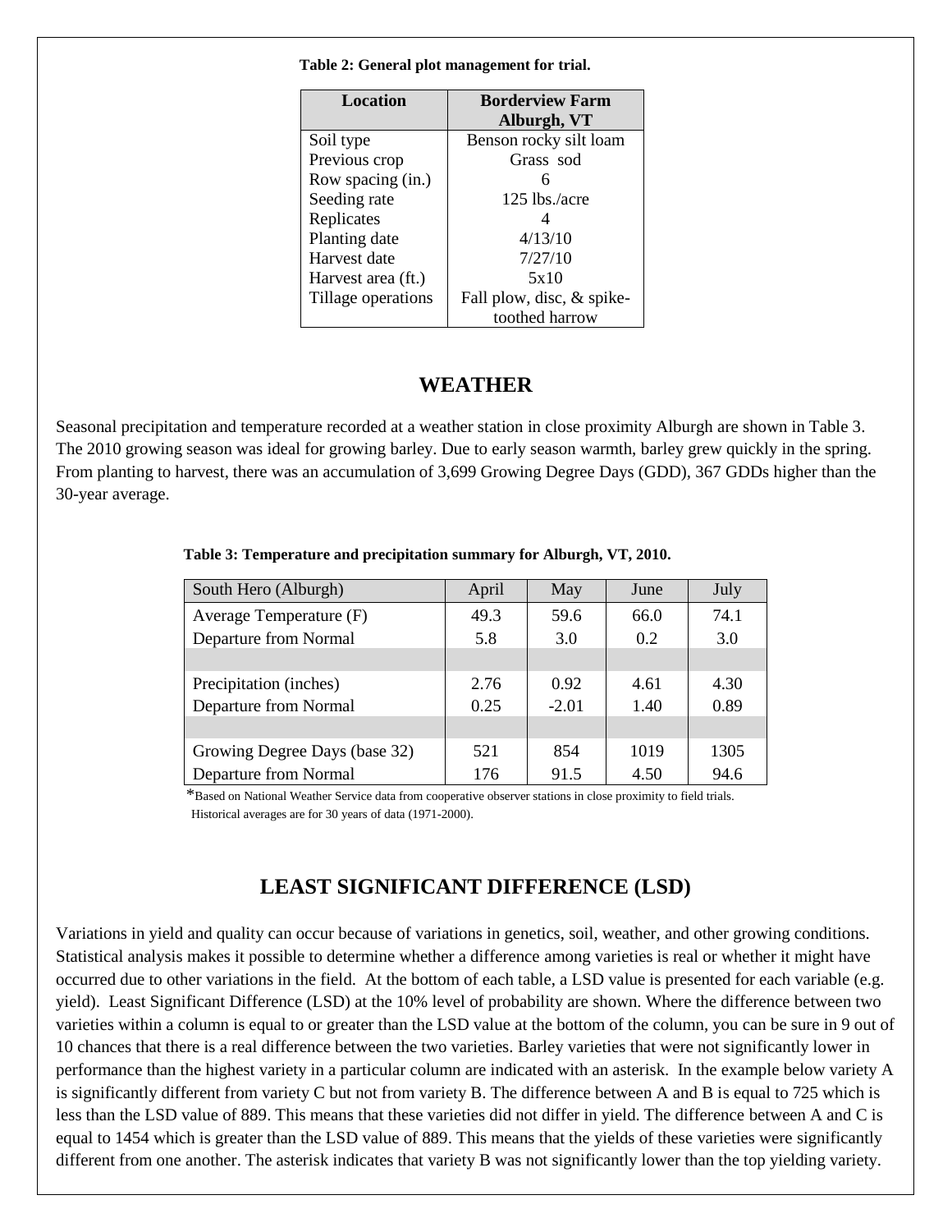**Table 2: General plot management for trial.**

| Location | Borderview Farm Alburgh, VT |
|---|---|
| Soil type | Benson rocky silt loam |
| Previous crop | Grass sod |
| Row spacing (in.) | 6 |
| Seeding rate | 125 lbs./acre |
| Replicates | 4 |
| Planting date | 4/13/10 |
| Harvest date | 7/27/10 |
| Harvest area (ft.) | 5x10 |
| Tillage operations | Fall plow, disc, & spike-toothed harrow |

## WEATHER

Seasonal precipitation and temperature recorded at a weather station in close proximity Alburgh are shown in Table 3. The 2010 growing season was ideal for growing barley. Due to early season warmth, barley grew quickly in the spring. From planting to harvest, there was an accumulation of 3,699 Growing Degree Days (GDD), 367 GDDs higher than the 30-year average.

**Table 3: Temperature and precipitation summary for Alburgh, VT, 2010.**

| South Hero (Alburgh) | April | May | June | July |
|---|---|---|---|---|
| Average Temperature (F) | 49.3 | 59.6 | 66.0 | 74.1 |
| Departure from Normal | 5.8 | 3.0 | 0.2 | 3.0 |
| | | | | |
| Precipitation (inches) | 2.76 | 0.92 | 4.61 | 4.30 |
| Departure from Normal | 0.25 | -2.01 | 1.40 | 0.89 |
| | | | | |
| Growing Degree Days (base 32) | 521 | 854 | 1019 | 1305 |
| Departure from Normal | 176 | 91.5 | 4.50 | 94.6 |

*Based on National Weather Service data from cooperative observer stations in close proximity to field trials. Historical averages are for 30 years of data (1971-2000).

## LEAST SIGNIFICANT DIFFERENCE (LSD)

Variations in yield and quality can occur because of variations in genetics, soil, weather, and other growing conditions. Statistical analysis makes it possible to determine whether a difference among varieties is real or whether it might have occurred due to other variations in the field. At the bottom of each table, a LSD value is presented for each variable (e.g. yield). Least Significant Difference (LSD) at the 10% level of probability are shown. Where the difference between two varieties within a column is equal to or greater than the LSD value at the bottom of the column, you can be sure in 9 out of 10 chances that there is a real difference between the two varieties. Barley varieties that were not significantly lower in performance than the highest variety in a particular column are indicated with an asterisk. In the example below variety A is significantly different from variety C but not from variety B. The difference between A and B is equal to 725 which is less than the LSD value of 889. This means that these varieties did not differ in yield. The difference between A and C is equal to 1454 which is greater than the LSD value of 889. This means that the yields of these varieties were significantly different from one another. The asterisk indicates that variety B was not significantly lower than the top yielding variety.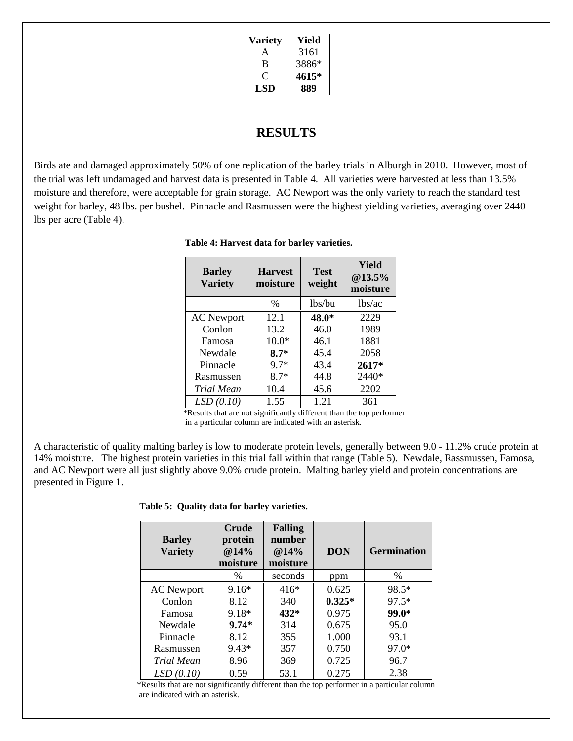| Variety | Yield |
|---|---|
| A | 3161 |
| B | 3886* |
| C | **4615*** |
| **LSD** | **889** |

## RESULTS

Birds ate and damaged approximately 50% of one replication of the barley trials in Alburgh in 2010. However, most of the trial was left undamaged and harvest data is presented in Table 4. All varieties were harvested at less than 13.5% moisture and therefore, were acceptable for grain storage. AC Newport was the only variety to reach the standard test weight for barley, 48 lbs. per bushel. Pinnacle and Rasmussen were the highest yielding varieties, averaging over 2440 lbs per acre (Table 4).

**Table 4: Harvest data for barley varieties.**

| Barley Variety | Harvest moisture | Test weight | Yield @13.5% moisture |
|---|---|---|---|
| | % | lbs/bu | lbs/ac |
| AC Newport | 12.1 | **48.0*** | 2229 |
| Conlon | 13.2 | 46.0 | 1989 |
| Famosa | 10.0* | 46.1 | 1881 |
| Newdale | **8.7*** | 45.4 | 2058 |
| Pinnacle | 9.7* | 43.4 | **2617*** |
| Rasmussen | 8.7* | 44.8 | 2440* |
| *Trial Mean* | 10.4 | 45.6 | 2202 |
| *LSD (0.10)* | 1.55 | 1.21 | 361 |

*Results that are not significantly different than the top performer in a particular column are indicated with an asterisk.

A characteristic of quality malting barley is low to moderate protein levels, generally between 9.0 - 11.2% crude protein at 14% moisture. The highest protein varieties in this trial fall within that range (Table 5). Newdale, Rassmussen, Famosa, and AC Newport were all just slightly above 9.0% crude protein. Malting barley yield and protein concentrations are presented in Figure 1.

**Table 5: Quality data for barley varieties.**

| Barley Variety | Crude protein @14% moisture | Falling number @14% moisture | DON | Germination |
|---|---|---|---|---|
| | % | seconds | ppm | % |
| AC Newport | 9.16* | 416* | 0.625 | 98.5* |
| Conlon | 8.12 | 340 | **0.325*** | 97.5* |
| Famosa | 9.18* | **432*** | 0.975 | **99.0*** |
| Newdale | **9.74*** | 314 | 0.675 | 95.0 |
| Pinnacle | 8.12 | 355 | 1.000 | 93.1 |
| Rasmussen | 9.43* | 357 | 0.750 | 97.0* |
| *Trial Mean* | 8.96 | 369 | 0.725 | 96.7 |
| *LSD (0.10)* | 0.59 | 53.1 | 0.275 | 2.38 |

*Results that are not significantly different than the top performer in a particular column are indicated with an asterisk.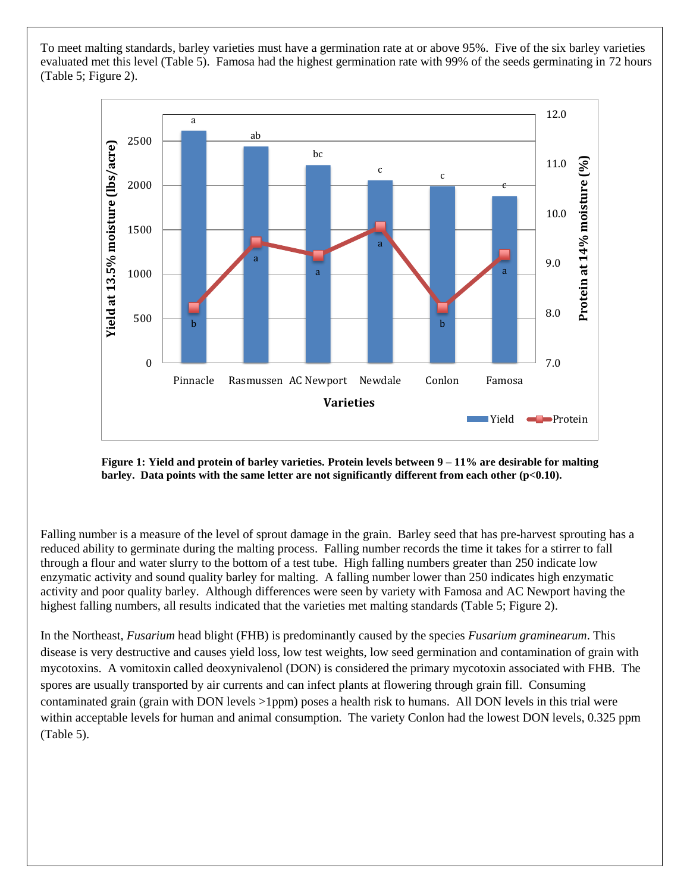To meet malting standards, barley varieties must have a germination rate at or above 95%. Five of the six barley varieties evaluated met this level (Table 5). Famosa had the highest germination rate with 99% of the seeds germinating in 72 hours (Table 5; Figure 2).

**Figure 1: Yield and protein of barley varieties. Protein levels between 9 – 11% are desirable for malting barley. Data points with the same letter are not significantly different from each other (p<0.10).**

Falling number is a measure of the level of sprout damage in the grain. Barley seed that has pre-harvest sprouting has a reduced ability to germinate during the malting process. Falling number records the time it takes for a stirrer to fall through a flour and water slurry to the bottom of a test tube. High falling numbers greater than 250 indicate low enzymatic activity and sound quality barley for malting. A falling number lower than 250 indicates high enzymatic activity and poor quality barley. Although differences were seen by variety with Famosa and AC Newport having the highest falling numbers, all results indicated that the varieties met malting standards (Table 5; Figure 2).

In the Northeast, *Fusarium* head blight (FHB) is predominantly caused by the species *Fusarium graminearum*. This disease is very destructive and causes yield loss, low test weights, low seed germination and contamination of grain with mycotoxins. A vomitoxin called deoxynivalenol (DON) is considered the primary mycotoxin associated with FHB. The spores are usually transported by air currents and can infect plants at flowering through grain fill. Consuming contaminated grain (grain with DON levels >1ppm) poses a health risk to humans. All DON levels in this trial were within acceptable levels for human and animal consumption. The variety Conlon had the lowest DON levels, 0.325 ppm (Table 5).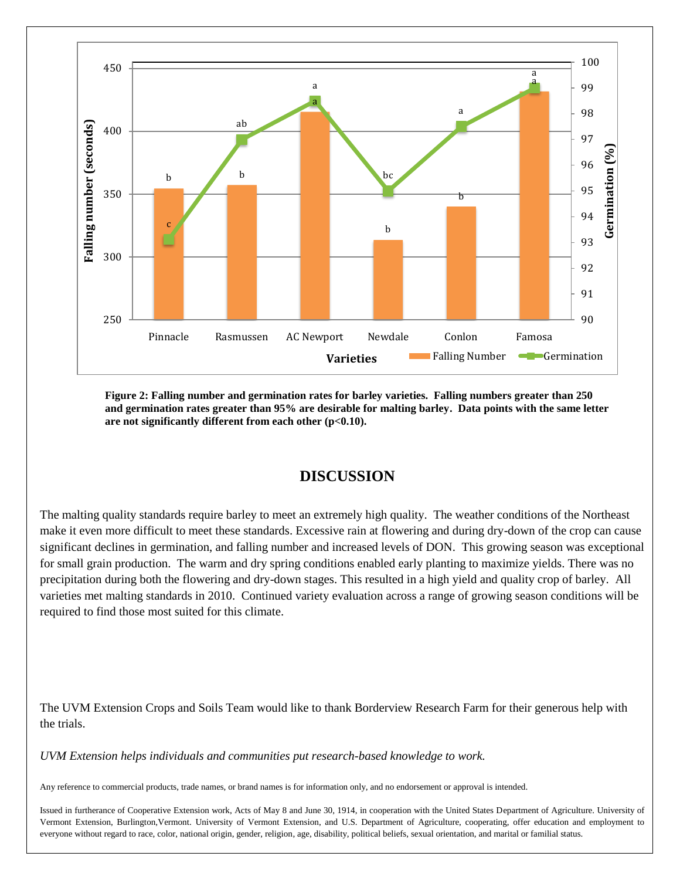Falling number (seconds)

450
400
350
300
250

Germination (%)

100
99
98
97
96
95
94
93
92
91
90

b
c
b
ab
a
a
b
bc
b
a
a
a

Pinnacle
Rasmussen
AC Newport
Newdale
Conlon
Famosa

Varieties

Falling Number
Germination

**Figure 2: Falling number and germination rates for barley varieties. Falling numbers greater than 250 and germination rates greater than 95% are desirable for malting barley. Data points with the same letter are not significantly different from each other ($p<0.10$).**

## DISCUSSION

The malting quality standards require barley to meet an extremely high quality. The weather conditions of the Northeast make it even more difficult to meet these standards. Excessive rain at flowering and during dry-down of the crop can cause significant declines in germination, and falling number and increased levels of DON. This growing season was exceptional for small grain production. The warm and dry spring conditions enabled early planting to maximize yields. There was no precipitation during both the flowering and dry-down stages. This resulted in a high yield and quality crop of barley. All varieties met malting standards in 2010. Continued variety evaluation across a range of growing season conditions will be required to find those most suited for this climate.

The UVM Extension Crops and Soils Team would like to thank Borderview Research Farm for their generous help with the trials.

*UVM Extension helps individuals and communities put research-based knowledge to work.*

Any reference to commercial products, trade names, or brand names is for information only, and no endorsement or approval is intended.

Issued in furtherance of Cooperative Extension work, Acts of May 8 and June 30, 1914, in cooperation with the United States Department of Agriculture. University of Vermont Extension, Burlington,Vermont. University of Vermont Extension, and U.S. Department of Agriculture, cooperating, offer education and employment to everyone without regard to race, color, national origin, gender, religion, age, disability, political beliefs, sexual orientation, and marital or familial status.